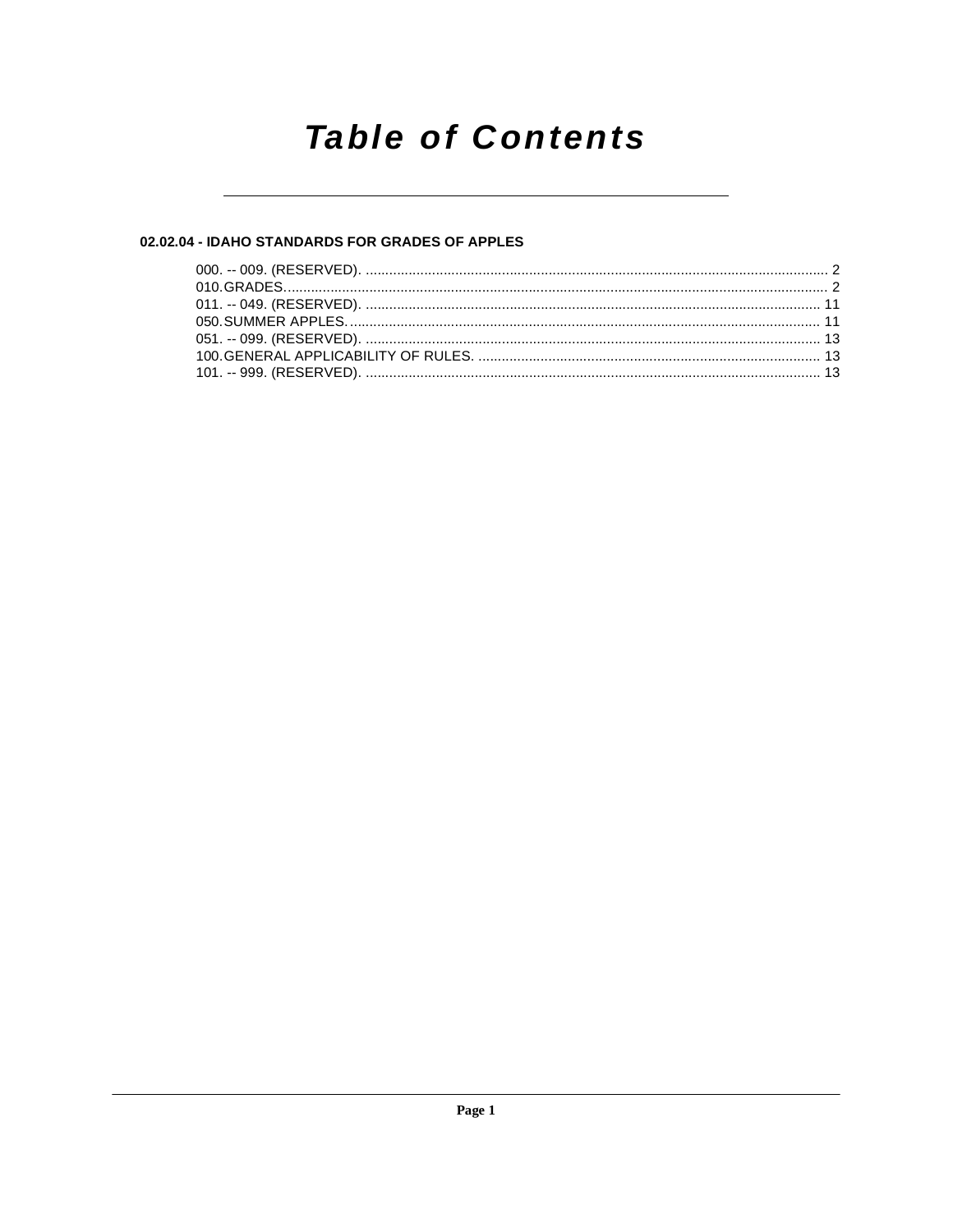# Table of Contents

**02.02.04 - IDAHO STANDARDS FOR GRADES OF APPLES**

000. -- 009. (RESERVED). .......................................................................................................... 2
010. GRADES. ................................................................................................................................. 2
011. -- 049. (RESERVED). ......................................................................................................... 11
050. SUMMER APPLES. .............................................................................................................. 11
051. -- 099. (RESERVED). ......................................................................................................... 13
100. GENERAL APPLICABILITY OF RULES. ............................................................................. 13
101. -- 999. (RESERVED). ......................................................................................................... 13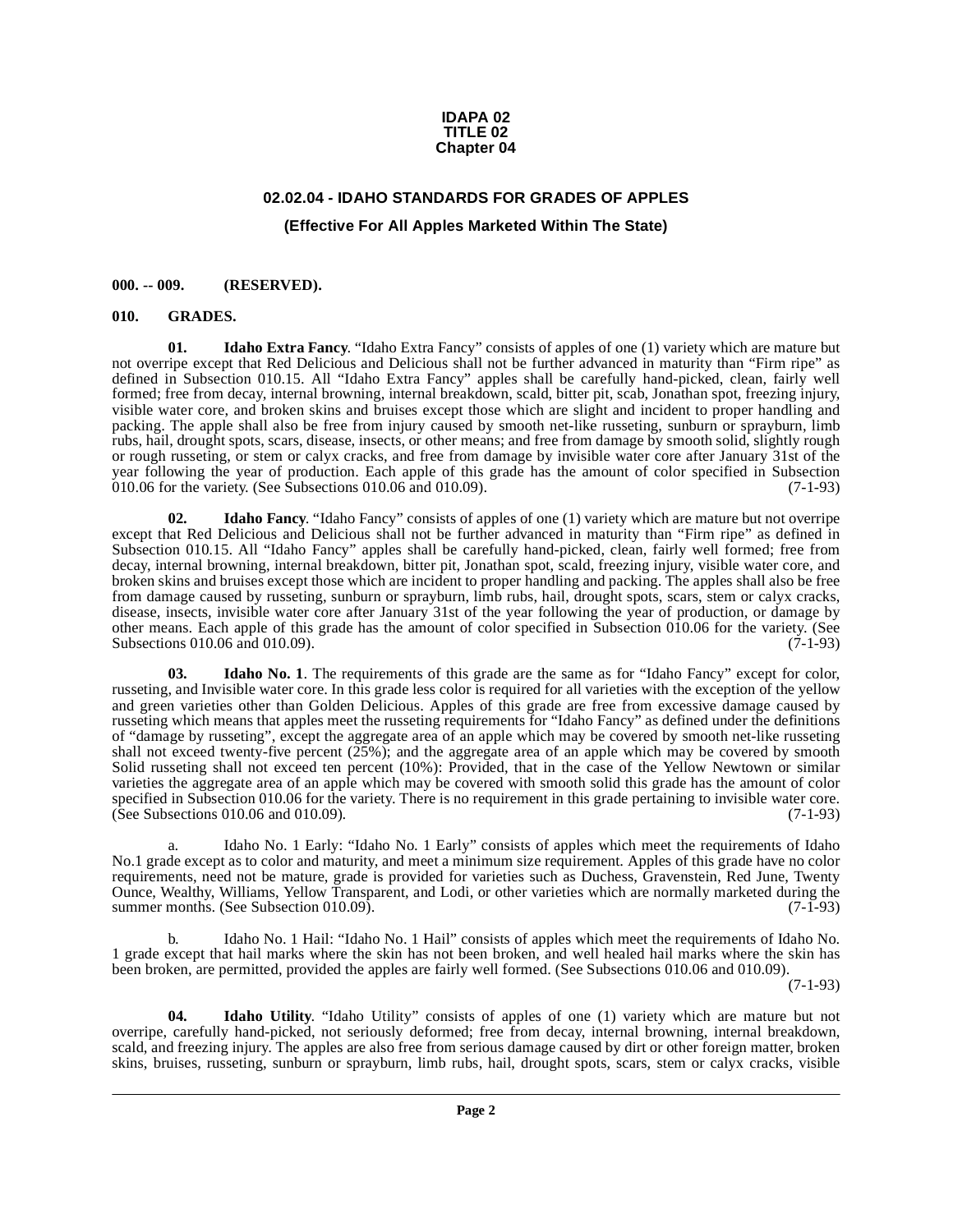**IDAPA 02**
**TITLE 02**
**Chapter 04**

# 02.02.04 - IDAHO STANDARDS FOR GRADES OF APPLES

## (Effective For All Apples Marketed Within The State)

**000. -- 009. (RESERVED).**

**010. GRADES.**

**01. Idaho Extra Fancy**. "Idaho Extra Fancy" consists of apples of one (1) variety which are mature but not overripe except that Red Delicious and Delicious shall not be further advanced in maturity than "Firm ripe" as defined in Subsection 010.15. All "Idaho Extra Fancy" apples shall be carefully hand-picked, clean, fairly well formed; free from decay, internal browning, internal breakdown, scald, bitter pit, scab, Jonathan spot, freezing injury, visible water core, and broken skins and bruises except those which are slight and incident to proper handling and packing. The apple shall also be free from injury caused by smooth net-like russeting, sunburn or sprayburn, limb rubs, hail, drought spots, scars, disease, insects, or other means; and free from damage by smooth solid, slightly rough or rough russeting, or stem or calyx cracks, and free from damage by invisible water core after January 31st of the year following the year of production. Each apple of this grade has the amount of color specified in Subsection 010.06 for the variety. (See Subsections 010.06 and 010.09). (7-1-93)

**02. Idaho Fancy**. "Idaho Fancy" consists of apples of one (1) variety which are mature but not overripe except that Red Delicious and Delicious shall not be further advanced in maturity than "Firm ripe" as defined in Subsection 010.15. All "Idaho Fancy" apples shall be carefully hand-picked, clean, fairly well formed; free from decay, internal browning, internal breakdown, bitter pit, Jonathan spot, scald, freezing injury, visible water core, and broken skins and bruises except those which are incident to proper handling and packing. The apples shall also be free from damage caused by russeting, sunburn or sprayburn, limb rubs, hail, drought spots, scars, stem or calyx cracks, disease, insects, invisible water core after January 31st of the year following the year of production, or damage by other means. Each apple of this grade has the amount of color specified in Subsection 010.06 for the variety. (See Subsections 010.06 and 010.09). (7-1-93)

**03. Idaho No. 1**. The requirements of this grade are the same as for "Idaho Fancy" except for color, russeting, and Invisible water core. In this grade less color is required for all varieties with the exception of the yellow and green varieties other than Golden Delicious. Apples of this grade are free from excessive damage caused by russeting which means that apples meet the russeting requirements for "Idaho Fancy" as defined under the definitions of "damage by russeting", except the aggregate area of an apple which may be covered by smooth net-like russeting shall not exceed twenty-five percent (25%); and the aggregate area of an apple which may be covered by smooth Solid russeting shall not exceed ten percent (10%): Provided, that in the case of the Yellow Newtown or similar varieties the aggregate area of an apple which may be covered with smooth solid this grade has the amount of color specified in Subsection 010.06 for the variety. There is no requirement in this grade pertaining to invisible water core. (See Subsections 010.06 and 010.09). (7-1-93)

a. Idaho No. 1 Early: "Idaho No. 1 Early" consists of apples which meet the requirements of Idaho No.1 grade except as to color and maturity, and meet a minimum size requirement. Apples of this grade have no color requirements, need not be mature, grade is provided for varieties such as Duchess, Gravenstein, Red June, Twenty Ounce, Wealthy, Williams, Yellow Transparent, and Lodi, or other varieties which are normally marketed during the summer months. (See Subsection 010.09). (7-1-93)

b. Idaho No. 1 Hail: "Idaho No. 1 Hail" consists of apples which meet the requirements of Idaho No. 1 grade except that hail marks where the skin has not been broken, and well healed hail marks where the skin has been broken, are permitted, provided the apples are fairly well formed. (See Subsections 010.06 and 010.09). (7-1-93)

**04. Idaho Utility**. "Idaho Utility" consists of apples of one (1) variety which are mature but not overripe, carefully hand-picked, not seriously deformed; free from decay, internal browning, internal breakdown, scald, and freezing injury. The apples are also free from serious damage caused by dirt or other foreign matter, broken skins, bruises, russeting, sunburn or sprayburn, limb rubs, hail, drought spots, scars, stem or calyx cracks, visible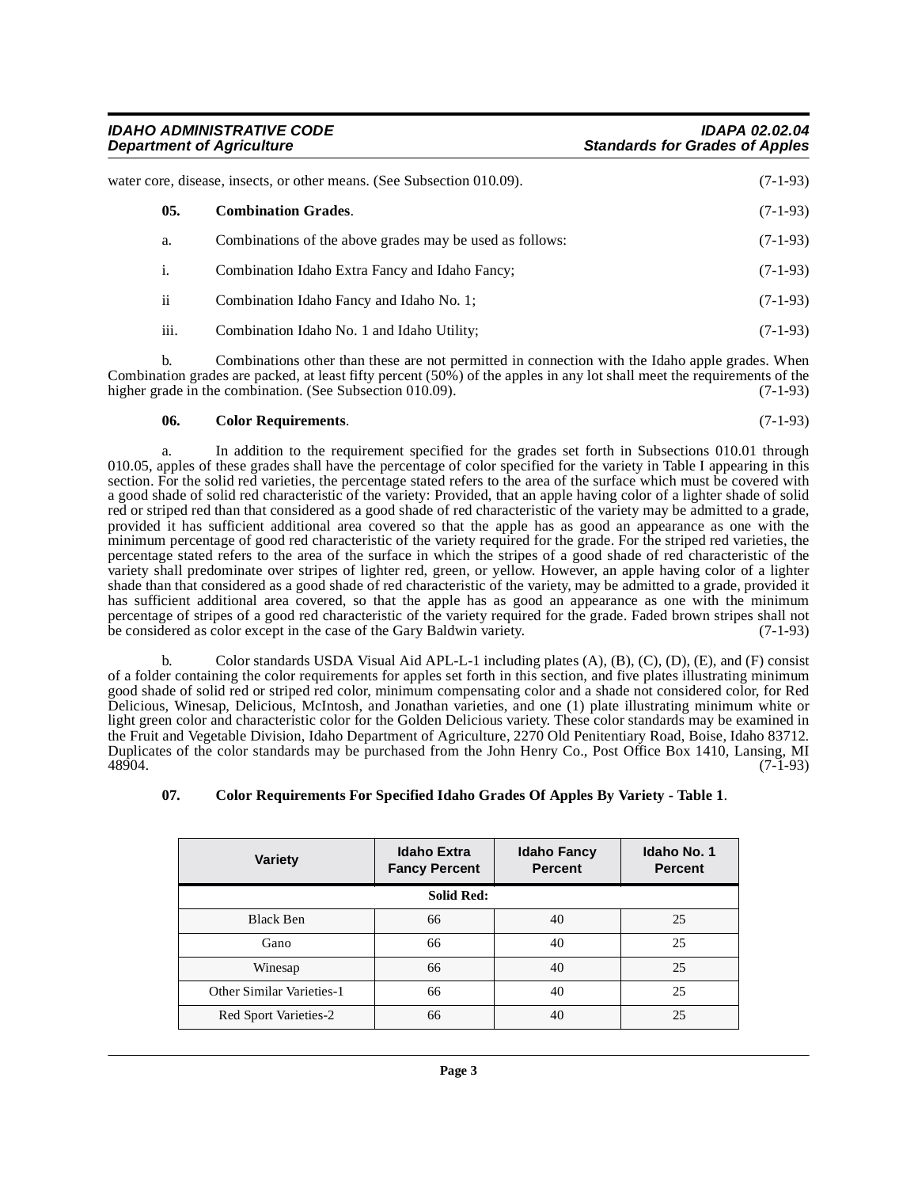water core, disease, insects, or other means. (See Subsection 010.09). (7-1-93)

**05. Combination Grades**. (7-1-93)

a. Combinations of the above grades may be used as follows: (7-1-93)

i. Combination Idaho Extra Fancy and Idaho Fancy; (7-1-93)

ii Combination Idaho Fancy and Idaho No. 1; (7-1-93)

iii. Combination Idaho No. 1 and Idaho Utility; (7-1-93)

b. Combinations other than these are not permitted in connection with the Idaho apple grades. When Combination grades are packed, at least fifty percent (50%) of the apples in any lot shall meet the requirements of the higher grade in the combination. (See Subsection 010.09). (7-1-93)

**06. Color Requirements**. (7-1-93)

a. In addition to the requirement specified for the grades set forth in Subsections 010.01 through 010.05, apples of these grades shall have the percentage of color specified for the variety in Table I appearing in this section. For the solid red varieties, the percentage stated refers to the area of the surface which must be covered with a good shade of solid red characteristic of the variety: Provided, that an apple having color of a lighter shade of solid red or striped red than that considered as a good shade of red characteristic of the variety may be admitted to a grade, provided it has sufficient additional area covered so that the apple has as good an appearance as one with the minimum percentage of good red characteristic of the variety required for the grade. For the striped red varieties, the percentage stated refers to the area of the surface in which the stripes of a good shade of red characteristic of the variety shall predominate over stripes of lighter red, green, or yellow. However, an apple having color of a lighter shade than that considered as a good shade of red characteristic of the variety, may be admitted to a grade, provided it has sufficient additional area covered, so that the apple has as good an appearance as one with the minimum percentage of stripes of a good red characteristic of the variety required for the grade. Faded brown stripes shall not be considered as color except in the case of the Gary Baldwin variety. (7-1-93)

b. Color standards USDA Visual Aid APL-L-1 including plates (A), (B), (C), (D), (E), and (F) consist of a folder containing the color requirements for apples set forth in this section, and five plates illustrating minimum good shade of solid red or striped red color, minimum compensating color and a shade not considered color, for Red Delicious, Winesap, Delicious, McIntosh, and Jonathan varieties, and one (1) plate illustrating minimum white or light green color and characteristic color for the Golden Delicious variety. These color standards may be examined in the Fruit and Vegetable Division, Idaho Department of Agriculture, 2270 Old Penitentiary Road, Boise, Idaho 83712. Duplicates of the color standards may be purchased from the John Henry Co., Post Office Box 1410, Lansing, MI 48904. (7-1-93)

**07. Color Requirements For Specified Idaho Grades Of Apples By Variety - Table 1**.

| Variety | Idaho Extra Fancy Percent | Idaho Fancy Percent | Idaho No. 1 Percent |
|---|---|---|---|
| **Solid Red:** | | | |
| Black Ben | 66 | 40 | 25 |
| Gano | 66 | 40 | 25 |
| Winesap | 66 | 40 | 25 |
| Other Similar Varieties-1 | 66 | 40 | 25 |
| Red Sport Varieties-2 | 66 | 40 | 25 |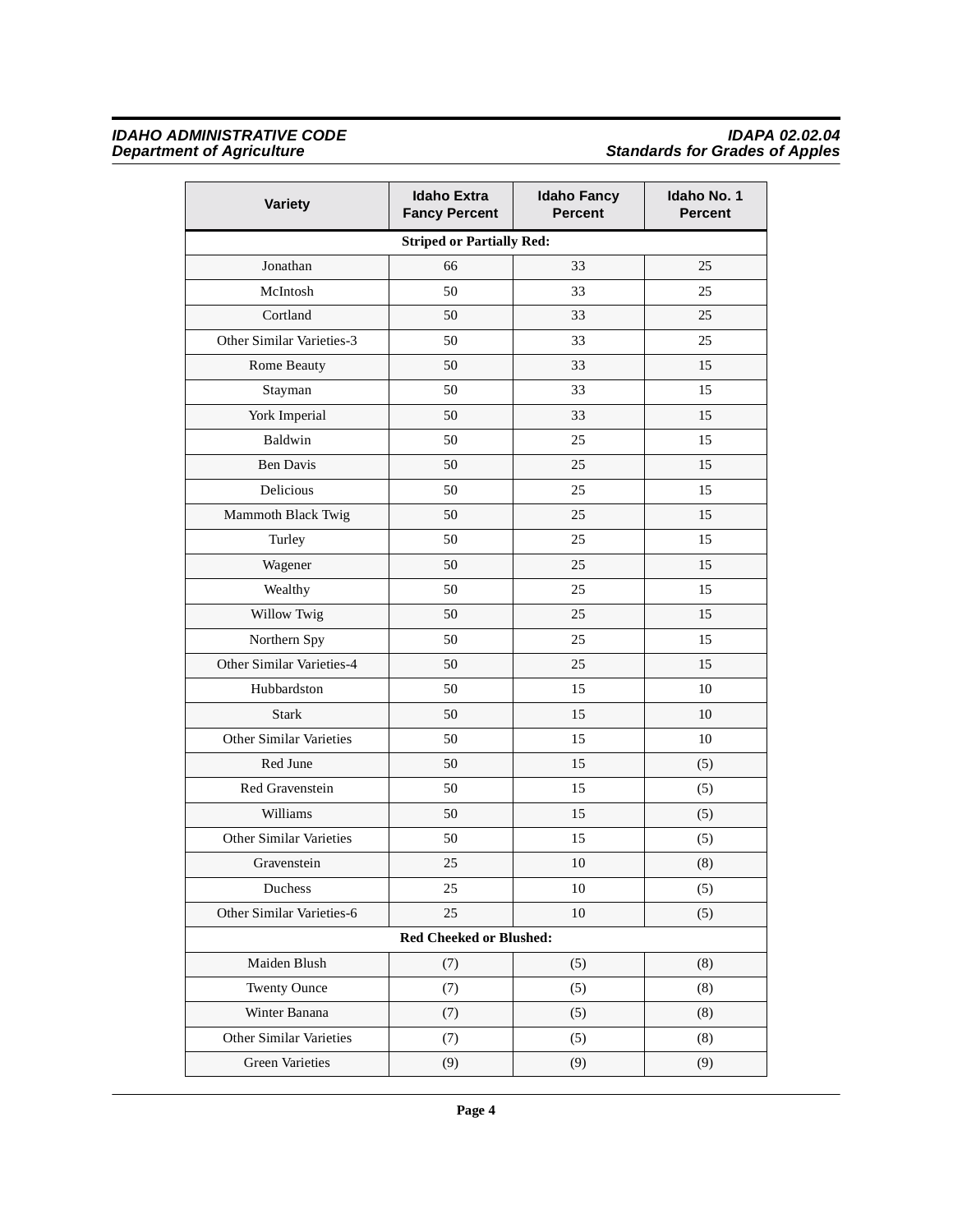| Variety | Idaho Extra Fancy Percent | Idaho Fancy Percent | Idaho No. 1 Percent |
|---|---|---|---|
| **Striped or Partially Red:** | | | |
| Jonathan | 66 | 33 | 25 |
| McIntosh | 50 | 33 | 25 |
| Cortland | 50 | 33 | 25 |
| Other Similar Varieties-3 | 50 | 33 | 25 |
| Rome Beauty | 50 | 33 | 15 |
| Stayman | 50 | 33 | 15 |
| York Imperial | 50 | 33 | 15 |
| Baldwin | 50 | 25 | 15 |
| Ben Davis | 50 | 25 | 15 |
| Delicious | 50 | 25 | 15 |
| Mammoth Black Twig | 50 | 25 | 15 |
| Turley | 50 | 25 | 15 |
| Wagener | 50 | 25 | 15 |
| Wealthy | 50 | 25 | 15 |
| Willow Twig | 50 | 25 | 15 |
| Northern Spy | 50 | 25 | 15 |
| Other Similar Varieties-4 | 50 | 25 | 15 |
| Hubbardston | 50 | 15 | 10 |
| Stark | 50 | 15 | 10 |
| Other Similar Varieties | 50 | 15 | 10 |
| Red June | 50 | 15 | (5) |
| Red Gravenstein | 50 | 15 | (5) |
| Williams | 50 | 15 | (5) |
| Other Similar Varieties | 50 | 15 | (5) |
| Gravenstein | 25 | 10 | (8) |
| Duchess | 25 | 10 | (5) |
| Other Similar Varieties-6 | 25 | 10 | (5) |
| **Red Cheeked or Blushed:** | | | |
| Maiden Blush | (7) | (5) | (8) |
| Twenty Ounce | (7) | (5) | (8) |
| Winter Banana | (7) | (5) | (8) |
| Other Similar Varieties | (7) | (5) | (8) |
| Green Varieties | (9) | (9) | (9) |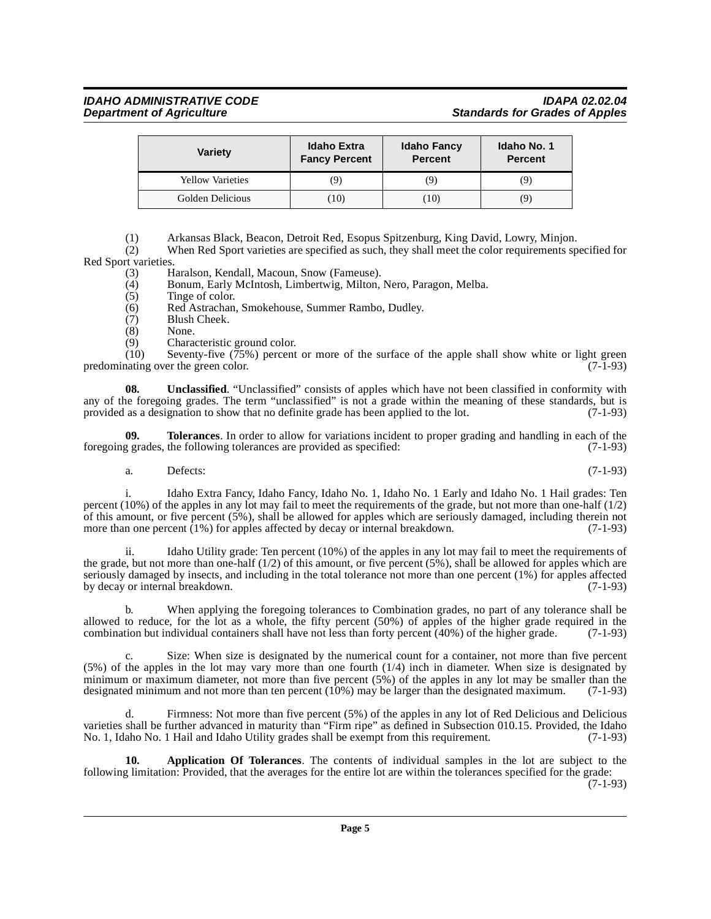| Variety | Idaho Extra Fancy Percent | Idaho Fancy Percent | Idaho No. 1 Percent |
|---|---|---|---|
| Yellow Varieties | (9) | (9) | (9) |
| Golden Delicious | (10) | (10) | (9) |

(1) Arkansas Black, Beacon, Detroit Red, Esopus Spitzenburg, King David, Lowry, Minjon.
(2) When Red Sport varieties are specified as such, they shall meet the color requirements specified for Red Sport varieties.
(3) Haralson, Kendall, Macoun, Snow (Fameuse).
(4) Bonum, Early McIntosh, Limbertwig, Milton, Nero, Paragon, Melba.
(5) Tinge of color.
(6) Red Astrachan, Smokehouse, Summer Rambo, Dudley.
(7) Blush Cheek.
(8) None.
(9) Characteristic ground color.
(10) Seventy-five (75%) percent or more of the surface of the apple shall show white or light green predominating over the green color. (7-1-93)

**08. Unclassified**. "Unclassified" consists of apples which have not been classified in conformity with any of the foregoing grades. The term "unclassified" is not a grade within the meaning of these standards, but is provided as a designation to show that no definite grade has been applied to the lot. (7-1-93)

**09. Tolerances**. In order to allow for variations incident to proper grading and handling in each of the foregoing grades, the following tolerances are provided as specified: (7-1-93)

a. Defects: (7-1-93)

i. Idaho Extra Fancy, Idaho Fancy, Idaho No. 1, Idaho No. 1 Early and Idaho No. 1 Hail grades: Ten percent (10%) of the apples in any lot may fail to meet the requirements of the grade, but not more than one-half (1/2) of this amount, or five percent (5%), shall be allowed for apples which are seriously damaged, including therein not more than one percent (1%) for apples affected by decay or internal breakdown. (7-1-93)

ii. Idaho Utility grade: Ten percent (10%) of the apples in any lot may fail to meet the requirements of the grade, but not more than one-half (1/2) of this amount, or five percent (5%), shall be allowed for apples which are seriously damaged by insects, and including in the total tolerance not more than one percent (1%) for apples affected by decay or internal breakdown. (7-1-93)

b. When applying the foregoing tolerances to Combination grades, no part of any tolerance shall be allowed to reduce, for the lot as a whole, the fifty percent (50%) of apples of the higher grade required in the combination but individual containers shall have not less than forty percent (40%) of the higher grade. (7-1-93)

c. Size: When size is designated by the numerical count for a container, not more than five percent (5%) of the apples in the lot may vary more than one fourth (1/4) inch in diameter. When size is designated by minimum or maximum diameter, not more than five percent (5%) of the apples in any lot may be smaller than the designated minimum and not more than ten percent (10%) may be larger than the designated maximum. (7-1-93)

d. Firmness: Not more than five percent (5%) of the apples in any lot of Red Delicious and Delicious varieties shall be further advanced in maturity than "Firm ripe" as defined in Subsection 010.15. Provided, the Idaho No. 1, Idaho No. 1 Hail and Idaho Utility grades shall be exempt from this requirement. (7-1-93)

**10. Application Of Tolerances**. The contents of individual samples in the lot are subject to the following limitation: Provided, that the averages for the entire lot are within the tolerances specified for the grade: (7-1-93)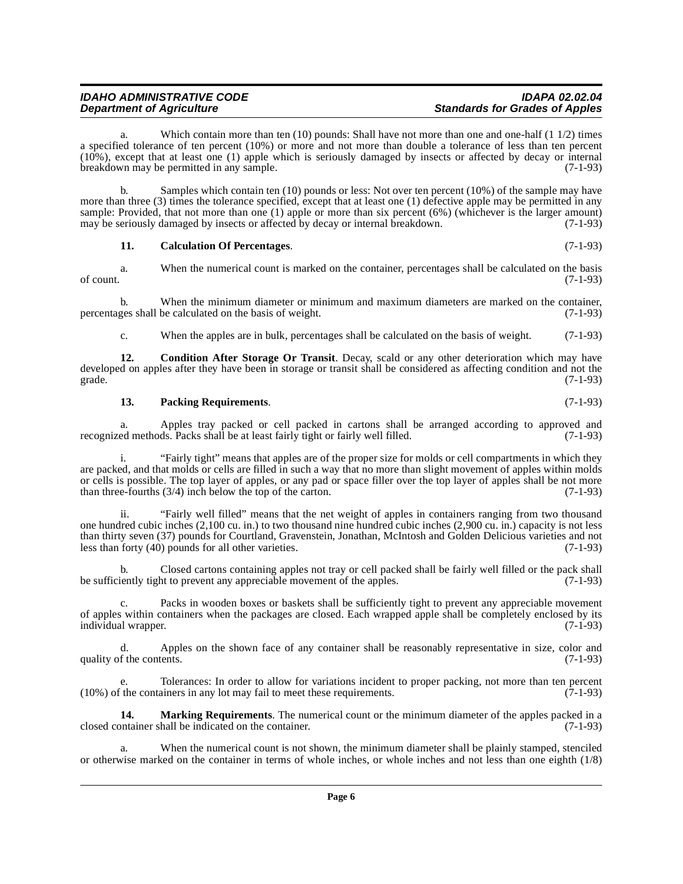a. Which contain more than ten (10) pounds: Shall have not more than one and one-half (1 1/2) times a specified tolerance of ten percent (10%) or more and not more than double a tolerance of less than ten percent (10%), except that at least one (1) apple which is seriously damaged by insects or affected by decay or internal breakdown may be permitted in any sample. (7-1-93)

b. Samples which contain ten (10) pounds or less: Not over ten percent (10%) of the sample may have more than three (3) times the tolerance specified, except that at least one (1) defective apple may be permitted in any sample: Provided, that not more than one (1) apple or more than six percent (6%) (whichever is the larger amount) may be seriously damaged by insects or affected by decay or internal breakdown. (7-1-93)

**11. Calculation Of Percentages**. (7-1-93)

a. When the numerical count is marked on the container, percentages shall be calculated on the basis of count. (7-1-93)

b. When the minimum diameter or minimum and maximum diameters are marked on the container, percentages shall be calculated on the basis of weight. (7-1-93)

c. When the apples are in bulk, percentages shall be calculated on the basis of weight. (7-1-93)

**12. Condition After Storage Or Transit**. Decay, scald or any other deterioration which may have developed on apples after they have been in storage or transit shall be considered as affecting condition and not the grade. (7-1-93)

**13. Packing Requirements**. (7-1-93)

a. Apples tray packed or cell packed in cartons shall be arranged according to approved and recognized methods. Packs shall be at least fairly tight or fairly well filled. (7-1-93)

i. "Fairly tight" means that apples are of the proper size for molds or cell compartments in which they are packed, and that molds or cells are filled in such a way that no more than slight movement of apples within molds or cells is possible. The top layer of apples, or any pad or space filler over the top layer of apples shall be not more than three-fourths (3/4) inch below the top of the carton. (7-1-93)

ii. "Fairly well filled" means that the net weight of apples in containers ranging from two thousand one hundred cubic inches (2,100 cu. in.) to two thousand nine hundred cubic inches (2,900 cu. in.) capacity is not less than thirty seven (37) pounds for Courtland, Gravenstein, Jonathan, McIntosh and Golden Delicious varieties and not less than forty (40) pounds for all other varieties. (7-1-93)

b. Closed cartons containing apples not tray or cell packed shall be fairly well filled or the pack shall be sufficiently tight to prevent any appreciable movement of the apples. (7-1-93)

c. Packs in wooden boxes or baskets shall be sufficiently tight to prevent any appreciable movement of apples within containers when the packages are closed. Each wrapped apple shall be completely enclosed by its individual wrapper. (7-1-93)

d. Apples on the shown face of any container shall be reasonably representative in size, color and quality of the contents. (7-1-93)

e. Tolerances: In order to allow for variations incident to proper packing, not more than ten percent (10%) of the containers in any lot may fail to meet these requirements. (7-1-93)

**14. Marking Requirements**. The numerical count or the minimum diameter of the apples packed in a closed container shall be indicated on the container. (7-1-93)

a. When the numerical count is not shown, the minimum diameter shall be plainly stamped, stenciled or otherwise marked on the container in terms of whole inches, or whole inches and not less than one eighth (1/8)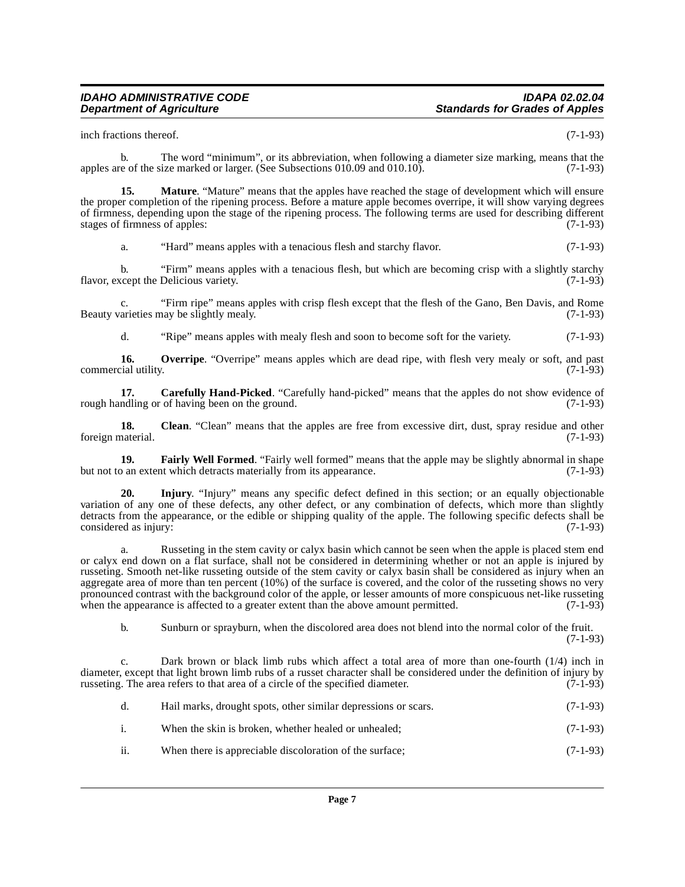inch fractions thereof. (7-1-93)

b. The word "minimum", or its abbreviation, when following a diameter size marking, means that the apples are of the size marked or larger. (See Subsections 010.09 and 010.10). (7-1-93)

**15. Mature**. "Mature" means that the apples have reached the stage of development which will ensure the proper completion of the ripening process. Before a mature apple becomes overripe, it will show varying degrees of firmness, depending upon the stage of the ripening process. The following terms are used for describing different stages of firmness of apples: (7-1-93)

a. "Hard" means apples with a tenacious flesh and starchy flavor. (7-1-93)

b. "Firm" means apples with a tenacious flesh, but which are becoming crisp with a slightly starchy flavor, except the Delicious variety. (7-1-93)

c. "Firm ripe" means apples with crisp flesh except that the flesh of the Gano, Ben Davis, and Rome Beauty varieties may be slightly mealy. (7-1-93)

d. "Ripe" means apples with mealy flesh and soon to become soft for the variety. (7-1-93)

**16. Overripe**. "Overripe" means apples which are dead ripe, with flesh very mealy or soft, and past commercial utility. (7-1-93)

**17. Carefully Hand-Picked**. "Carefully hand-picked" means that the apples do not show evidence of rough handling or of having been on the ground. (7-1-93)

**18. Clean**. "Clean" means that the apples are free from excessive dirt, dust, spray residue and other foreign material. (7-1-93)

**19. Fairly Well Formed**. "Fairly well formed" means that the apple may be slightly abnormal in shape but not to an extent which detracts materially from its appearance. (7-1-93)

**20. Injury**. "Injury" means any specific defect defined in this section; or an equally objectionable variation of any one of these defects, any other defect, or any combination of defects, which more than slightly detracts from the appearance, or the edible or shipping quality of the apple. The following specific defects shall be considered as injury: (7-1-93)

a. Russeting in the stem cavity or calyx basin which cannot be seen when the apple is placed stem end or calyx end down on a flat surface, shall not be considered in determining whether or not an apple is injured by russeting. Smooth net-like russeting outside of the stem cavity or calyx basin shall be considered as injury when an aggregate area of more than ten percent (10%) of the surface is covered, and the color of the russeting shows no very pronounced contrast with the background color of the apple, or lesser amounts of more conspicuous net-like russeting when the appearance is affected to a greater extent than the above amount permitted. (7-1-93)

b. Sunburn or sprayburn, when the discolored area does not blend into the normal color of the fruit. (7-1-93)

c. Dark brown or black limb rubs which affect a total area of more than one-fourth (1/4) inch in diameter, except that light brown limb rubs of a russet character shall be considered under the definition of injury by russeting. The area refers to that area of a circle of the specified diameter. (7-1-93)

d. Hail marks, drought spots, other similar depressions or scars. (7-1-93)

i. When the skin is broken, whether healed or unhealed; (7-1-93)

ii. When there is appreciable discoloration of the surface; (7-1-93)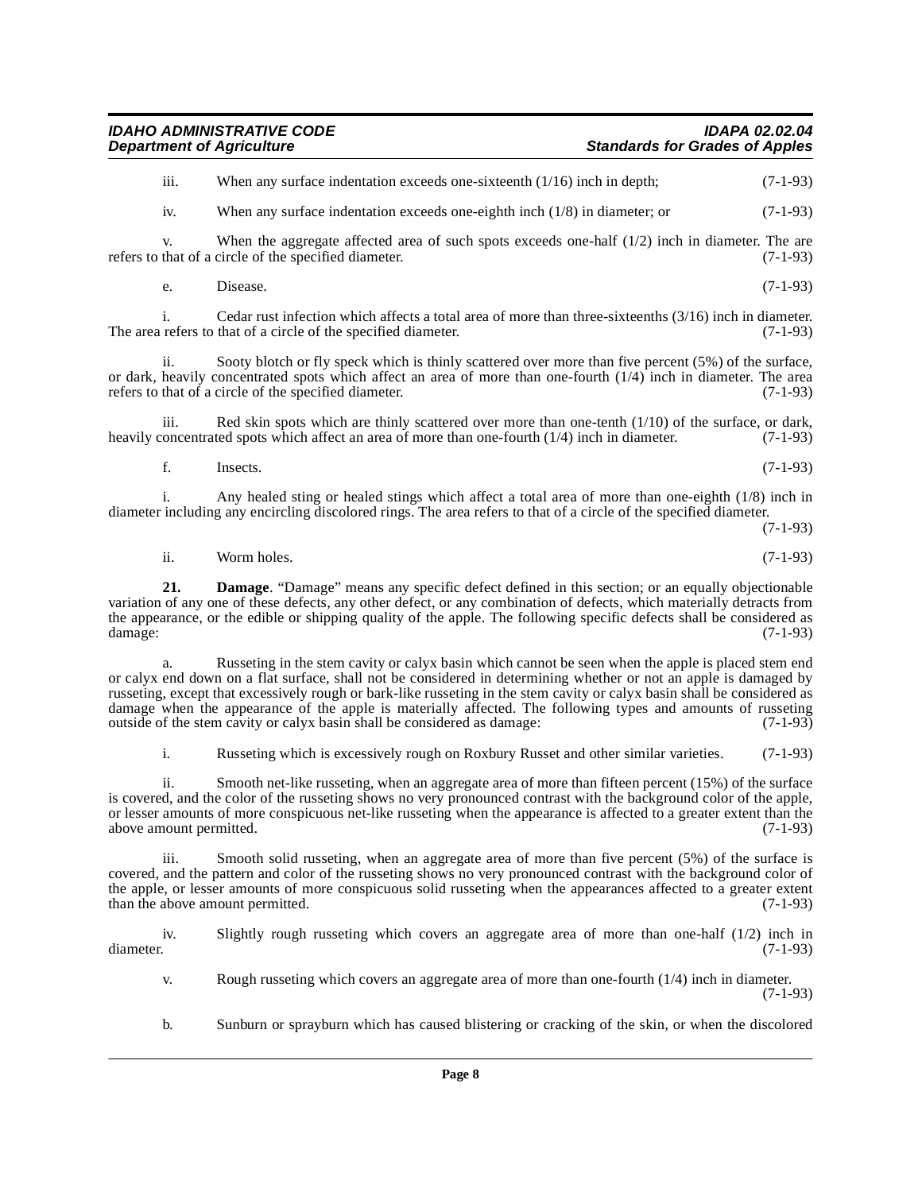iii. When any surface indentation exceeds one-sixteenth (1/16) inch in depth; (7-1-93)

iv. When any surface indentation exceeds one-eighth inch (1/8) in diameter; or (7-1-93)

v. When the aggregate affected area of such spots exceeds one-half (1/2) inch in diameter. The are refers to that of a circle of the specified diameter. (7-1-93)

e. Disease. (7-1-93)

i. Cedar rust infection which affects a total area of more than three-sixteenths (3/16) inch in diameter. The area refers to that of a circle of the specified diameter. (7-1-93)

ii. Sooty blotch or fly speck which is thinly scattered over more than five percent (5%) of the surface, or dark, heavily concentrated spots which affect an area of more than one-fourth (1/4) inch in diameter. The area refers to that of a circle of the specified diameter. (7-1-93)

iii. Red skin spots which are thinly scattered over more than one-tenth (1/10) of the surface, or dark, heavily concentrated spots which affect an area of more than one-fourth (1/4) inch in diameter. (7-1-93)

f. Insects. (7-1-93)

i. Any healed sting or healed stings which affect a total area of more than one-eighth (1/8) inch in diameter including any encircling discolored rings. The area refers to that of a circle of the specified diameter. (7-1-93)

ii. Worm holes. (7-1-93)

**21. Damage**. "Damage" means any specific defect defined in this section; or an equally objectionable variation of any one of these defects, any other defect, or any combination of defects, which materially detracts from the appearance, or the edible or shipping quality of the apple. The following specific defects shall be considered as damage: (7-1-93)

a. Russeting in the stem cavity or calyx basin which cannot be seen when the apple is placed stem end or calyx end down on a flat surface, shall not be considered in determining whether or not an apple is damaged by russeting, except that excessively rough or bark-like russeting in the stem cavity or calyx basin shall be considered as damage when the appearance of the apple is materially affected. The following types and amounts of russeting outside of the stem cavity or calyx basin shall be considered as damage: (7-1-93)

i. Russeting which is excessively rough on Roxbury Russet and other similar varieties. (7-1-93)

ii. Smooth net-like russeting, when an aggregate area of more than fifteen percent (15%) of the surface is covered, and the color of the russeting shows no very pronounced contrast with the background color of the apple, or lesser amounts of more conspicuous net-like russeting when the appearance is affected to a greater extent than the above amount permitted. (7-1-93)

iii. Smooth solid russeting, when an aggregate area of more than five percent (5%) of the surface is covered, and the pattern and color of the russeting shows no very pronounced contrast with the background color of the apple, or lesser amounts of more conspicuous solid russeting when the appearances affected to a greater extent than the above amount permitted. (7-1-93)

iv. Slightly rough russeting which covers an aggregate area of more than one-half (1/2) inch in diameter. (7-1-93)

v. Rough russeting which covers an aggregate area of more than one-fourth (1/4) inch in diameter. (7-1-93)

b. Sunburn or sprayburn which has caused blistering or cracking of the skin, or when the discolored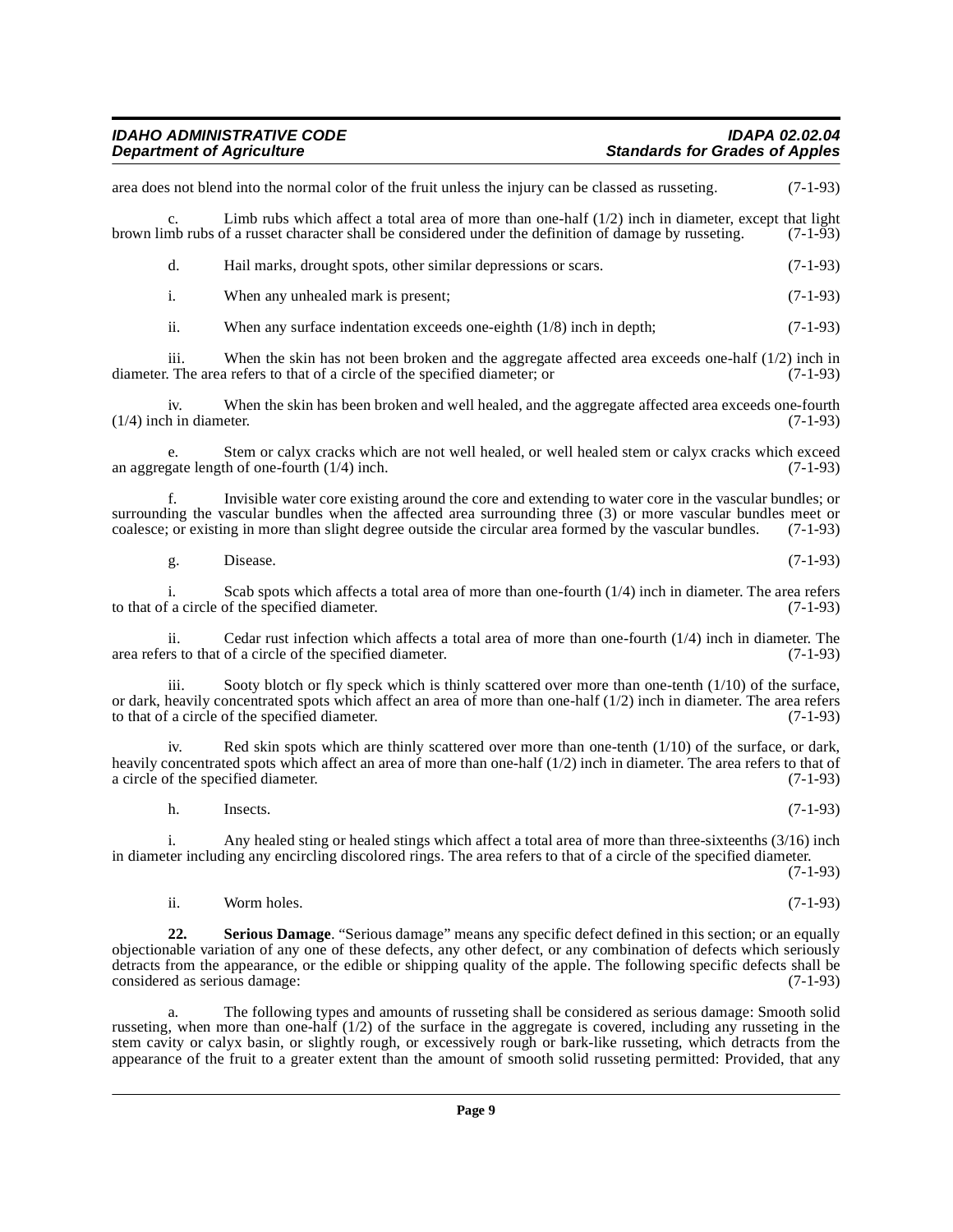area does not blend into the normal color of the fruit unless the injury can be classed as russeting. (7-1-93)

c. Limb rubs which affect a total area of more than one-half (1/2) inch in diameter, except that light brown limb rubs of a russet character shall be considered under the definition of damage by russeting. (7-1-93)

d. Hail marks, drought spots, other similar depressions or scars. (7-1-93)

i. When any unhealed mark is present; (7-1-93)

ii. When any surface indentation exceeds one-eighth (1/8) inch in depth; (7-1-93)

iii. When the skin has not been broken and the aggregate affected area exceeds one-half (1/2) inch in diameter. The area refers to that of a circle of the specified diameter; or (7-1-93)

iv. When the skin has been broken and well healed, and the aggregate affected area exceeds one-fourth (1/4) inch in diameter. (7-1-93)

e. Stem or calyx cracks which are not well healed, or well healed stem or calyx cracks which exceed an aggregate length of one-fourth (1/4) inch. (7-1-93)

f. Invisible water core existing around the core and extending to water core in the vascular bundles; or surrounding the vascular bundles when the affected area surrounding three (3) or more vascular bundles meet or coalesce; or existing in more than slight degree outside the circular area formed by the vascular bundles. (7-1-93)

g. Disease. (7-1-93)

i. Scab spots which affects a total area of more than one-fourth (1/4) inch in diameter. The area refers to that of a circle of the specified diameter. (7-1-93)

ii. Cedar rust infection which affects a total area of more than one-fourth (1/4) inch in diameter. The area refers to that of a circle of the specified diameter. (7-1-93)

iii. Sooty blotch or fly speck which is thinly scattered over more than one-tenth (1/10) of the surface, or dark, heavily concentrated spots which affect an area of more than one-half (1/2) inch in diameter. The area refers to that of a circle of the specified diameter. (7-1-93)

iv. Red skin spots which are thinly scattered over more than one-tenth (1/10) of the surface, or dark, heavily concentrated spots which affect an area of more than one-half (1/2) inch in diameter. The area refers to that of a circle of the specified diameter. (7-1-93)

h. Insects. (7-1-93)

i. Any healed sting or healed stings which affect a total area of more than three-sixteenths (3/16) inch in diameter including any encircling discolored rings. The area refers to that of a circle of the specified diameter. (7-1-93)

ii. Worm holes. (7-1-93)

**22. Serious Damage**. "Serious damage" means any specific defect defined in this section; or an equally objectionable variation of any one of these defects, any other defect, or any combination of defects which seriously detracts from the appearance, or the edible or shipping quality of the apple. The following specific defects shall be considered as serious damage: (7-1-93)

a. The following types and amounts of russeting shall be considered as serious damage: Smooth solid russeting, when more than one-half (1/2) of the surface in the aggregate is covered, including any russeting in the stem cavity or calyx basin, or slightly rough, or excessively rough or bark-like russeting, which detracts from the appearance of the fruit to a greater extent than the amount of smooth solid russeting permitted: Provided, that any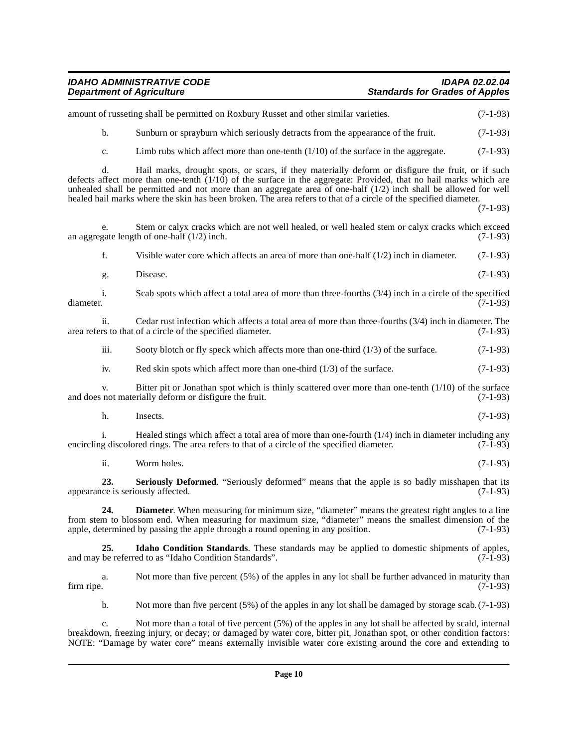amount of russeting shall be permitted on Roxbury Russet and other similar varieties. (7-1-93)

b. Sunburn or sprayburn which seriously detracts from the appearance of the fruit. (7-1-93)

c. Limb rubs which affect more than one-tenth (1/10) of the surface in the aggregate. (7-1-93)

d. Hail marks, drought spots, or scars, if they materially deform or disfigure the fruit, or if such defects affect more than one-tenth (1/10) of the surface in the aggregate: Provided, that no hail marks which are unhealed shall be permitted and not more than an aggregate area of one-half (1/2) inch shall be allowed for well healed hail marks where the skin has been broken. The area refers to that of a circle of the specified diameter. (7-1-93)

e. Stem or calyx cracks which are not well healed, or well healed stem or calyx cracks which exceed an aggregate length of one-half (1/2) inch. (7-1-93)

f. Visible water core which affects an area of more than one-half (1/2) inch in diameter. (7-1-93)

g. Disease. (7-1-93)

i. Scab spots which affect a total area of more than three-fourths (3/4) inch in a circle of the specified diameter. (7-1-93)

ii. Cedar rust infection which affects a total area of more than three-fourths (3/4) inch in diameter. The area refers to that of a circle of the specified diameter. (7-1-93)

iii. Sooty blotch or fly speck which affects more than one-third (1/3) of the surface. (7-1-93)

iv. Red skin spots which affect more than one-third (1/3) of the surface. (7-1-93)

v. Bitter pit or Jonathan spot which is thinly scattered over more than one-tenth (1/10) of the surface and does not materially deform or disfigure the fruit. (7-1-93)

h. Insects. (7-1-93)

i. Healed stings which affect a total area of more than one-fourth (1/4) inch in diameter including any encircling discolored rings. The area refers to that of a circle of the specified diameter. (7-1-93)

ii. Worm holes. (7-1-93)

**23. Seriously Deformed**. "Seriously deformed" means that the apple is so badly misshapen that its appearance is seriously affected. (7-1-93)

**24. Diameter**. When measuring for minimum size, "diameter" means the greatest right angles to a line from stem to blossom end. When measuring for maximum size, "diameter" means the smallest dimension of the apple, determined by passing the apple through a round opening in any position. (7-1-93)

**25. Idaho Condition Standards**. These standards may be applied to domestic shipments of apples, and may be referred to as "Idaho Condition Standards". (7-1-93)

a. Not more than five percent (5%) of the apples in any lot shall be further advanced in maturity than firm ripe. (7-1-93)

b. Not more than five percent (5%) of the apples in any lot shall be damaged by storage scab. (7-1-93)

c. Not more than a total of five percent (5%) of the apples in any lot shall be affected by scald, internal breakdown, freezing injury, or decay; or damaged by water core, bitter pit, Jonathan spot, or other condition factors: NOTE: "Damage by water core" means externally invisible water core existing around the core and extending to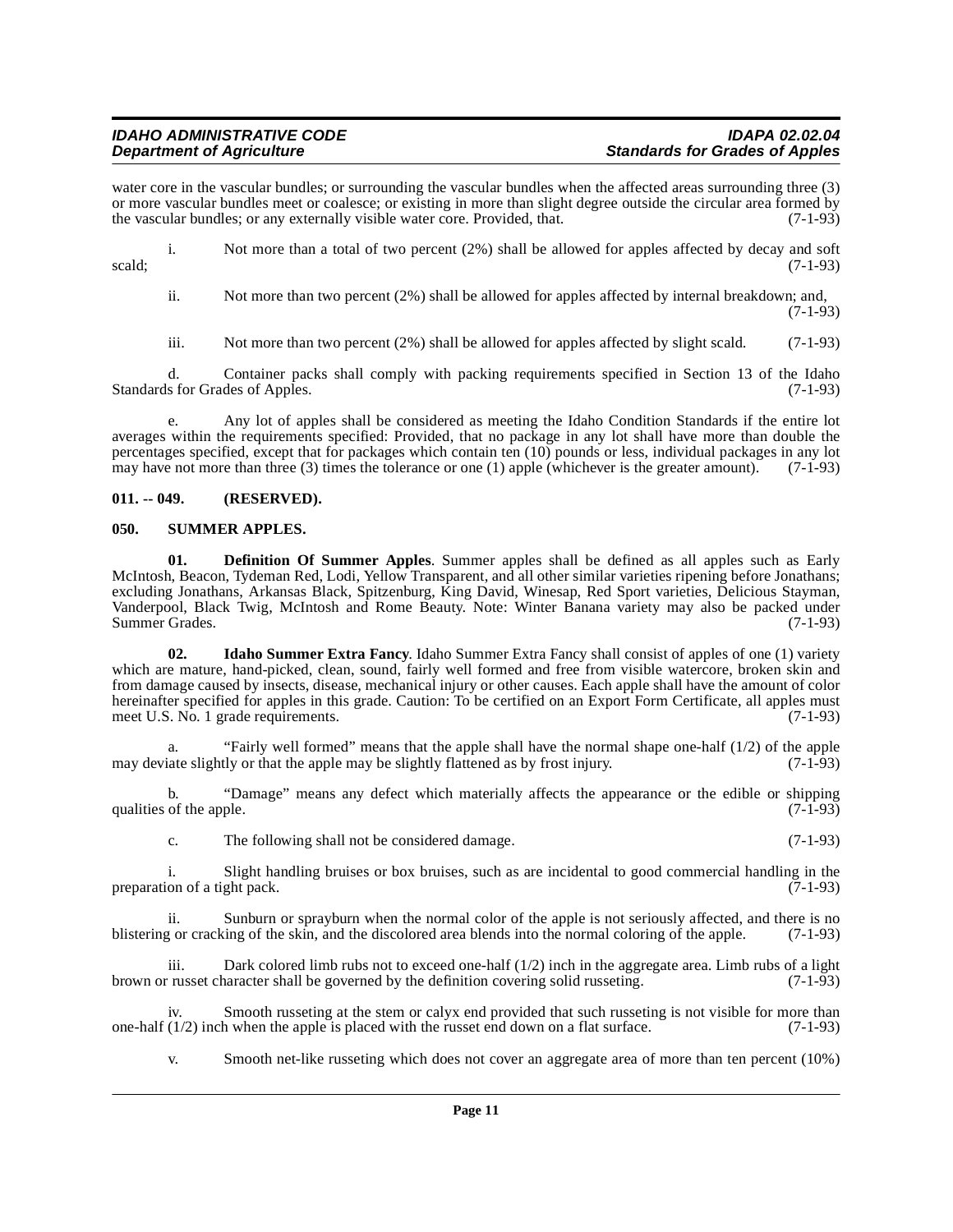water core in the vascular bundles; or surrounding the vascular bundles when the affected areas surrounding three (3) or more vascular bundles meet or coalesce; or existing in more than slight degree outside the circular area formed by the vascular bundles; or any externally visible water core. Provided, that. (7-1-93)

i. Not more than a total of two percent (2%) shall be allowed for apples affected by decay and soft scald; (7-1-93)

ii. Not more than two percent (2%) shall be allowed for apples affected by internal breakdown; and, (7-1-93)

iii. Not more than two percent (2%) shall be allowed for apples affected by slight scald. (7-1-93)

d. Container packs shall comply with packing requirements specified in Section 13 of the Idaho Standards for Grades of Apples. (7-1-93)

e. Any lot of apples shall be considered as meeting the Idaho Condition Standards if the entire lot averages within the requirements specified: Provided, that no package in any lot shall have more than double the percentages specified, except that for packages which contain ten (10) pounds or less, individual packages in any lot may have not more than three (3) times the tolerance or one (1) apple (whichever is the greater amount). (7-1-93)

### 011. -- 049. (RESERVED).

### 050. SUMMER APPLES.

**01. Definition Of Summer Apples**. Summer apples shall be defined as all apples such as Early McIntosh, Beacon, Tydeman Red, Lodi, Yellow Transparent, and all other similar varieties ripening before Jonathans; excluding Jonathans, Arkansas Black, Spitzenburg, King David, Winesap, Red Sport varieties, Delicious Stayman, Vanderpool, Black Twig, McIntosh and Rome Beauty. Note: Winter Banana variety may also be packed under Summer Grades. (7-1-93)

**02. Idaho Summer Extra Fancy**. Idaho Summer Extra Fancy shall consist of apples of one (1) variety which are mature, hand-picked, clean, sound, fairly well formed and free from visible watercore, broken skin and from damage caused by insects, disease, mechanical injury or other causes. Each apple shall have the amount of color hereinafter specified for apples in this grade. Caution: To be certified on an Export Form Certificate, all apples must meet U.S. No. 1 grade requirements. (7-1-93)

a. "Fairly well formed" means that the apple shall have the normal shape one-half (1/2) of the apple may deviate slightly or that the apple may be slightly flattened as by frost injury. (7-1-93)

b. "Damage" means any defect which materially affects the appearance or the edible or shipping qualities of the apple. (7-1-93)

c. The following shall not be considered damage. (7-1-93)

i. Slight handling bruises or box bruises, such as are incidental to good commercial handling in the preparation of a tight pack. (7-1-93)

ii. Sunburn or sprayburn when the normal color of the apple is not seriously affected, and there is no blistering or cracking of the skin, and the discolored area blends into the normal coloring of the apple. (7-1-93)

iii. Dark colored limb rubs not to exceed one-half (1/2) inch in the aggregate area. Limb rubs of a light brown or russet character shall be governed by the definition covering solid russeting. (7-1-93)

iv. Smooth russeting at the stem or calyx end provided that such russeting is not visible for more than one-half (1/2) inch when the apple is placed with the russet end down on a flat surface. (7-1-93)

v. Smooth net-like russeting which does not cover an aggregate area of more than ten percent (10%)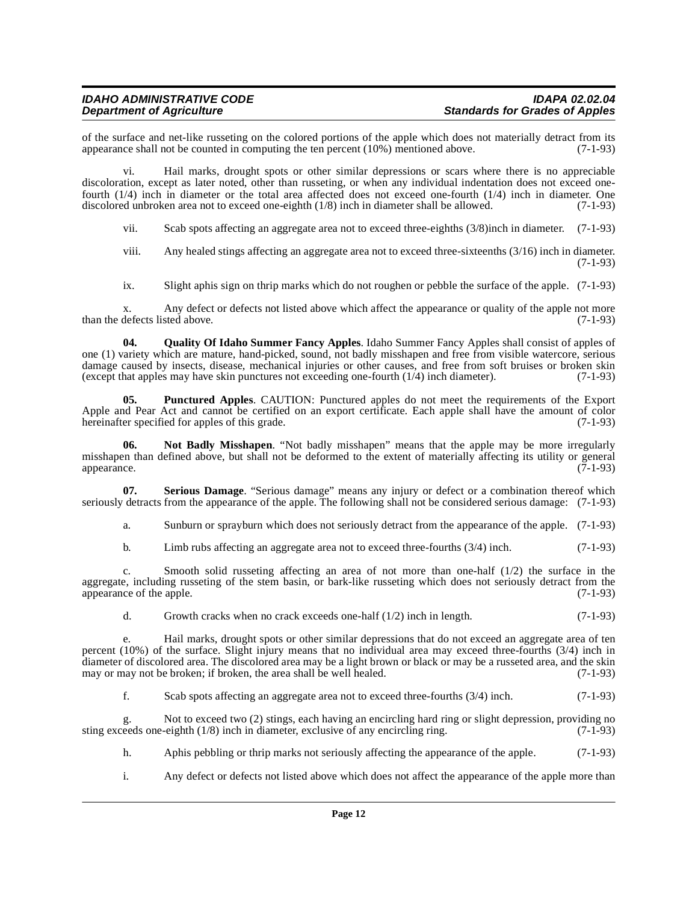of the surface and net-like russeting on the colored portions of the apple which does not materially detract from its appearance shall not be counted in computing the ten percent (10%) mentioned above. (7-1-93)

vi. Hail marks, drought spots or other similar depressions or scars where there is no appreciable discoloration, except as later noted, other than russeting, or when any individual indentation does not exceed one-fourth (1/4) inch in diameter or the total area affected does not exceed one-fourth (1/4) inch in diameter. One discolored unbroken area not to exceed one-eighth (1/8) inch in diameter shall be allowed. (7-1-93)

vii. Scab spots affecting an aggregate area not to exceed three-eighths (3/8)inch in diameter. (7-1-93)

viii. Any healed stings affecting an aggregate area not to exceed three-sixteenths (3/16) inch in diameter. (7-1-93)

ix. Slight aphis sign on thrip marks which do not roughen or pebble the surface of the apple. (7-1-93)

x. Any defect or defects not listed above which affect the appearance or quality of the apple not more than the defects listed above. (7-1-93)

**04. Quality Of Idaho Summer Fancy Apples**. Idaho Summer Fancy Apples shall consist of apples of one (1) variety which are mature, hand-picked, sound, not badly misshapen and free from visible watercore, serious damage caused by insects, disease, mechanical injuries or other causes, and free from soft bruises or broken skin (except that apples may have skin punctures not exceeding one-fourth (1/4) inch diameter). (7-1-93)

**05. Punctured Apples**. CAUTION: Punctured apples do not meet the requirements of the Export Apple and Pear Act and cannot be certified on an export certificate. Each apple shall have the amount of color hereinafter specified for apples of this grade. (7-1-93)

**06. Not Badly Misshapen**. "Not badly misshapen" means that the apple may be more irregularly misshapen than defined above, but shall not be deformed to the extent of materially affecting its utility or general appearance. (7-1-93)

**07. Serious Damage**. "Serious damage" means any injury or defect or a combination thereof which seriously detracts from the appearance of the apple. The following shall not be considered serious damage: (7-1-93)

a. Sunburn or sprayburn which does not seriously detract from the appearance of the apple. (7-1-93)

b. Limb rubs affecting an aggregate area not to exceed three-fourths (3/4) inch. (7-1-93)

c. Smooth solid russeting affecting an area of not more than one-half (1/2) the surface in the aggregate, including russeting of the stem basin, or bark-like russeting which does not seriously detract from the appearance of the apple. (7-1-93)

d. Growth cracks when no crack exceeds one-half (1/2) inch in length. (7-1-93)

e. Hail marks, drought spots or other similar depressions that do not exceed an aggregate area of ten percent (10%) of the surface. Slight injury means that no individual area may exceed three-fourths (3/4) inch in diameter of discolored area. The discolored area may be a light brown or black or may be a russeted area, and the skin may or may not be broken; if broken, the area shall be well healed. (7-1-93)

f. Scab spots affecting an aggregate area not to exceed three-fourths (3/4) inch. (7-1-93)

g. Not to exceed two (2) stings, each having an encircling hard ring or slight depression, providing no sting exceeds one-eighth (1/8) inch in diameter, exclusive of any encircling ring. (7-1-93)

h. Aphis pebbling or thrip marks not seriously affecting the appearance of the apple. (7-1-93)

i. Any defect or defects not listed above which does not affect the appearance of the apple more than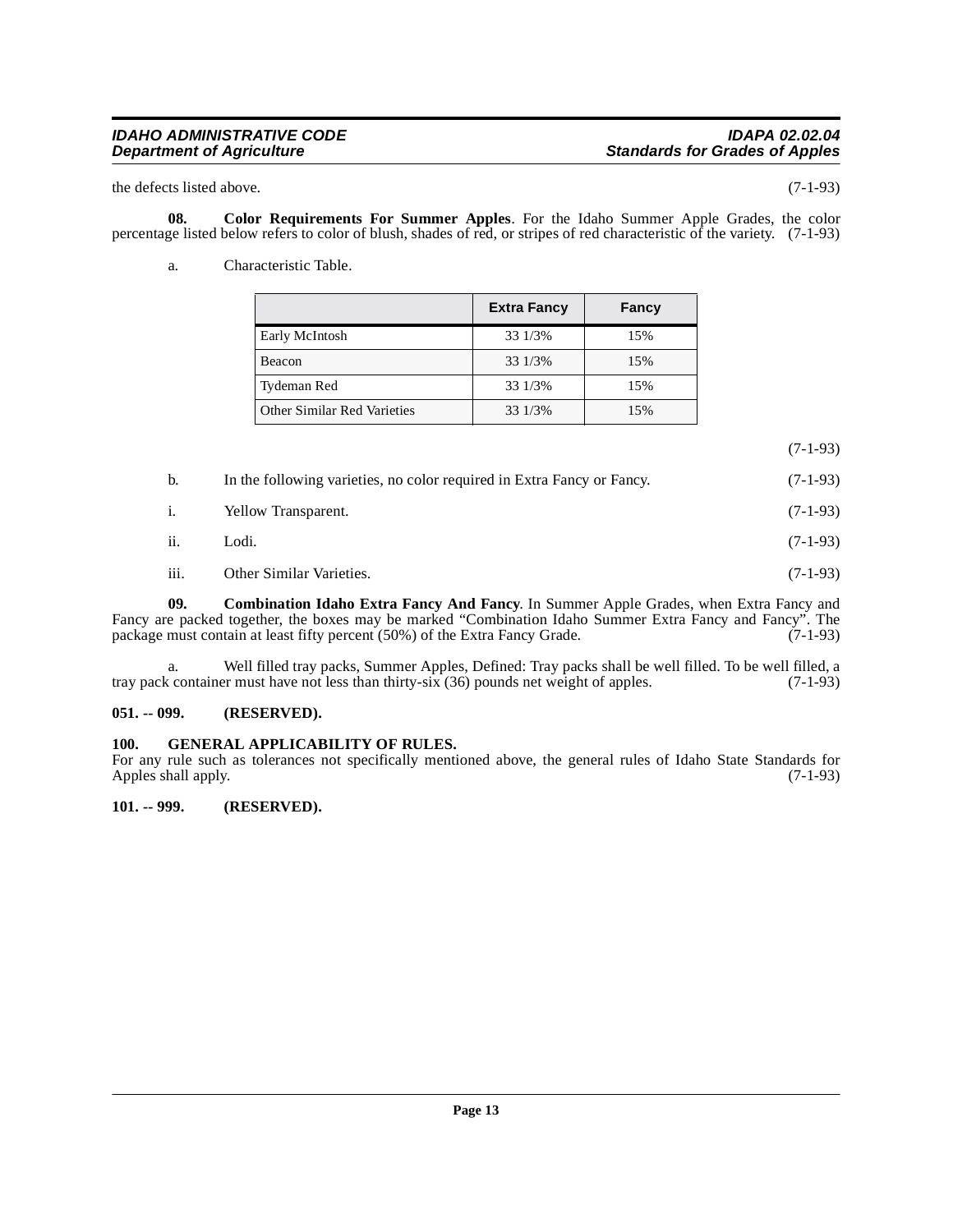the defects listed above. (7-1-93)

**08. Color Requirements For Summer Apples**. For the Idaho Summer Apple Grades, the color percentage listed below refers to color of blush, shades of red, or stripes of red characteristic of the variety. (7-1-93)

a. Characteristic Table.

| | Extra Fancy | Fancy |
|---|---|---|
| Early McIntosh | 33 1/3% | 15% |
| Beacon | 33 1/3% | 15% |
| Tydeman Red | 33 1/3% | 15% |
| Other Similar Red Varieties | 33 1/3% | 15% |

(7-1-93)

b. In the following varieties, no color required in Extra Fancy or Fancy. (7-1-93)

i. Yellow Transparent. (7-1-93)

ii. Lodi. (7-1-93)

iii. Other Similar Varieties. (7-1-93)

**09. Combination Idaho Extra Fancy And Fancy**. In Summer Apple Grades, when Extra Fancy and Fancy are packed together, the boxes may be marked "Combination Idaho Summer Extra Fancy and Fancy". The package must contain at least fifty percent (50%) of the Extra Fancy Grade. (7-1-93)

a. Well filled tray packs, Summer Apples, Defined: Tray packs shall be well filled. To be well filled, a tray pack container must have not less than thirty-six (36) pounds net weight of apples. (7-1-93)

**051. -- 099. (RESERVED).**

**100. GENERAL APPLICABILITY OF RULES.**

For any rule such as tolerances not specifically mentioned above, the general rules of Idaho State Standards for Apples shall apply. (7-1-93)

**101. -- 999. (RESERVED).**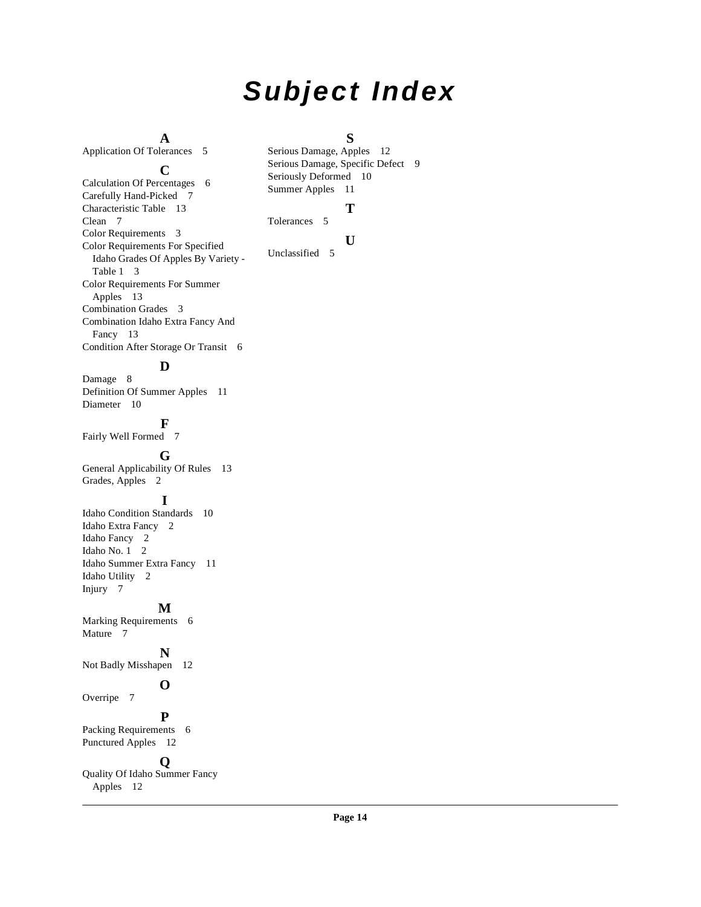# *Subject Index*

**A**

Application Of Tolerances 5

**C**

Calculation Of Percentages 6
Carefully Hand-Picked 7
Characteristic Table 13
Clean 7
Color Requirements 3
Color Requirements For Specified Idaho Grades Of Apples By Variety - Table 1 3
Color Requirements For Summer Apples 13
Combination Grades 3
Combination Idaho Extra Fancy And Fancy 13
Condition After Storage Or Transit 6

**D**

Damage 8
Definition Of Summer Apples 11
Diameter 10

**F**

Fairly Well Formed 7

**G**

General Applicability Of Rules 13
Grades, Apples 2

**I**

Idaho Condition Standards 10
Idaho Extra Fancy 2
Idaho Fancy 2
Idaho No. 1 2
Idaho Summer Extra Fancy 11
Idaho Utility 2
Injury 7

**M**

Marking Requirements 6
Mature 7

**N**

Not Badly Misshapen 12

**O**

Overripe 7

**P**

Packing Requirements 6
Punctured Apples 12

**Q**

Quality Of Idaho Summer Fancy Apples 12

**S**

Serious Damage, Apples 12
Serious Damage, Specific Defect 9
Seriously Deformed 10
Summer Apples 11

**T**

Tolerances 5

**U**

Unclassified 5